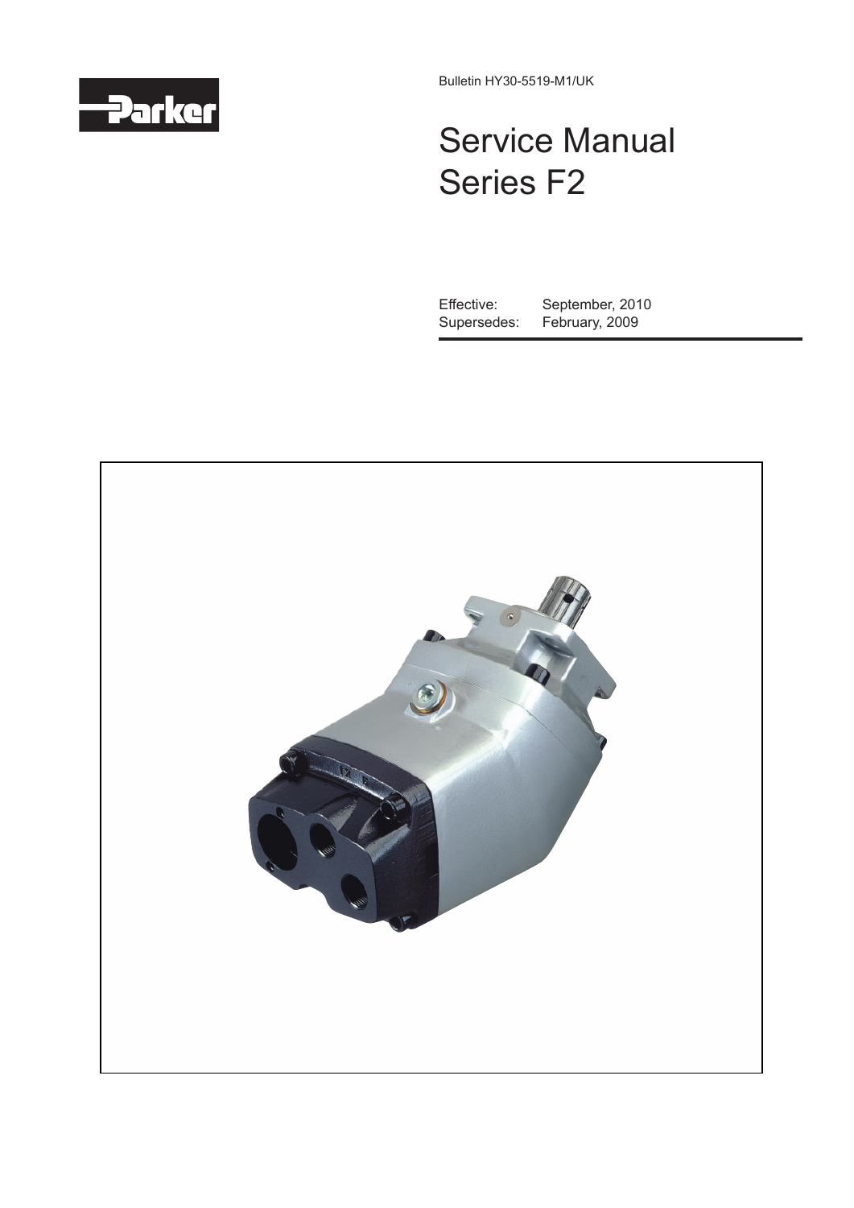Parker

Bulletin HY30-5519-M1/UK

# Service Manual Series F2

| | |
|---|---|
| Effective: | September, 2010 |
| Supersedes: | February, 2009 |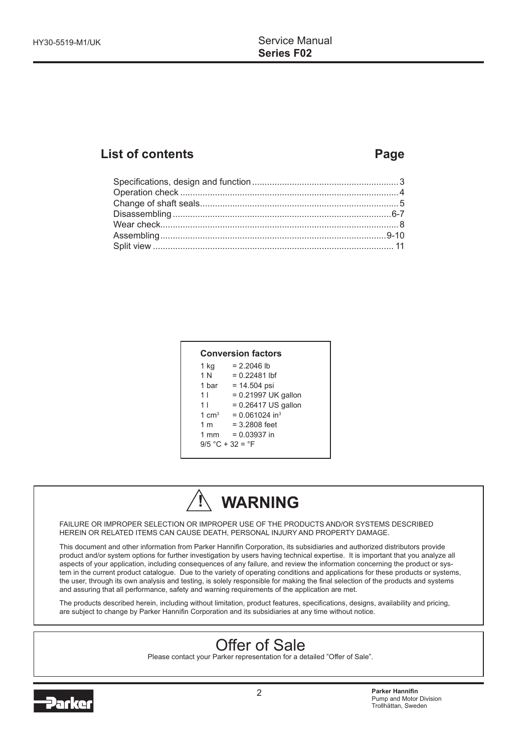## List of contents

| | Page |
|---|---|
| Specifications, design and function | 3 |
| Operation check | 4 |
| Change of shaft seals | 5 |
| Disassembling | 6-7 |
| Wear check | 8 |
| Assembling | 9-10 |
| Split view | 11 |

### Conversion factors

| | |
|---|---|
| 1 kg | = 2.2046 lb |
| 1 N | = 0.22481 lbf |
| 1 bar | = 14.504 psi |
| 1 l | = 0.21997 UK gallon |
| 1 l | = 0.26417 US gallon |
| 1 $cm^3$ | = 0.061024 $in^3$ |
| 1 m | = 3.2808 feet |
| 1 mm | = 0.03937 in |

9/5 °C + 32 = °F

## ⚠ WARNING

FAILURE OR IMPROPER SELECTION OR IMPROPER USE OF THE PRODUCTS AND/OR SYSTEMS DESCRIBED HEREIN OR RELATED ITEMS CAN CAUSE DEATH, PERSONAL INJURY AND PROPERTY DAMAGE.

This document and other information from Parker Hannifin Corporation, its subsidiaries and authorized distributors provide product and/or system options for further investigation by users having technical expertise. It is important that you analyze all aspects of your application, including consequences of any failure, and review the information concerning the product or system in the current product catalogue. Due to the variety of operating conditions and applications for these products or systems, the user, through its own analysis and testing, is solely responsible for making the final selection of the products and systems and assuring that all performance, safety and warning requirements of the application are met.

The products described herein, including without limitation, product features, specifications, designs, availability and pricing, are subject to change by Parker Hannifin Corporation and its subsidiaries at any time without notice.

## Offer of Sale

Please contact your Parker representation for a detailed "Offer of Sale".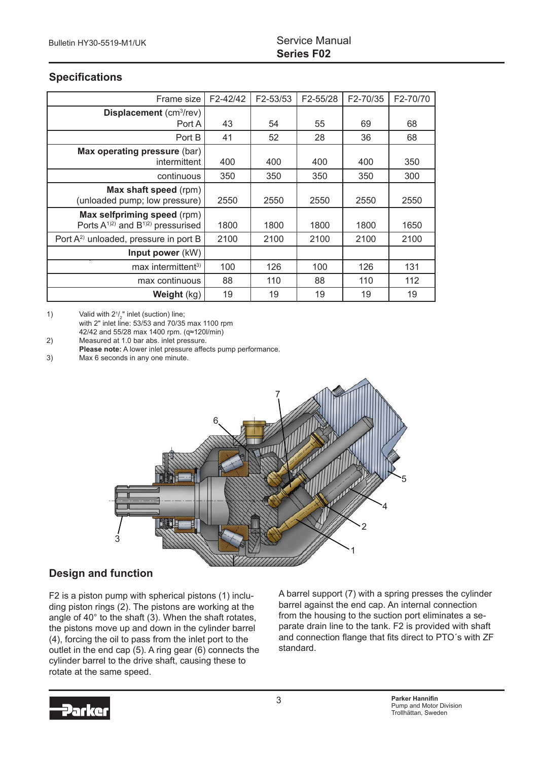## Specifications

| Frame size | F2-42/42 | F2-53/53 | F2-55/28 | F2-70/35 | F2-70/70 |
|---|---|---|---|---|---|
| **Displacement** ($cm^3$/rev) Port A | 43 | 54 | 55 | 69 | 68 |
| Port B | 41 | 52 | 28 | 36 | 68 |
| **Max operating pressure** (bar) intermittent | 400 | 400 | 400 | 400 | 350 |
| continuous | 350 | 350 | 350 | 350 | 300 |
| **Max shaft speed** (rpm) (unloaded pump; low pressure) | 2550 | 2550 | 2550 | 2550 | 2550 |
| **Max selfpriming speed** (rpm) Ports A[1)2)] and B[1)2)] pressurised | 1800 | 1800 | 1800 | 1800 | 1650 |
| Port A[2)] unloaded, pressure in port B | 2100 | 2100 | 2100 | 2100 | 2100 |
| **Input power** (kW) | | | | | |
| max intermittent[3)] | 100 | 126 | 100 | 126 | 131 |
| max continuous | 88 | 110 | 88 | 110 | 112 |
| **Weight** (kg) | 19 | 19 | 19 | 19 | 19 |

1) Valid with 2$^1/_2$" inlet (suction) line; with 2" inlet line: 53/53 and 70/35 max 1100 rpm 42/42 and 55/28 max 1400 rpm. (q≈120l/min)

2) Measured at 1.0 bar abs. inlet pressure. **Please note:** A lower inlet pressure affects pump performance.

3) Max 6 seconds in any one minute.

## Design and function

F2 is a piston pump with spherical pistons (1) including piston rings (2). The pistons are working at the angle of 40° to the shaft (3). When the shaft rotates, the pistons move up and down in the cylinder barrel (4), forcing the oil to pass from the inlet port to the outlet in the end cap (5). A ring gear (6) connects the cylinder barrel to the drive shaft, causing these to rotate at the same speed.

A barrel support (7) with a spring presses the cylinder barrel against the end cap. An internal connection from the housing to the suction port eliminates a separate drain line to the tank. F2 is provided with shaft and connection flange that fits direct to PTO´s with ZF standard.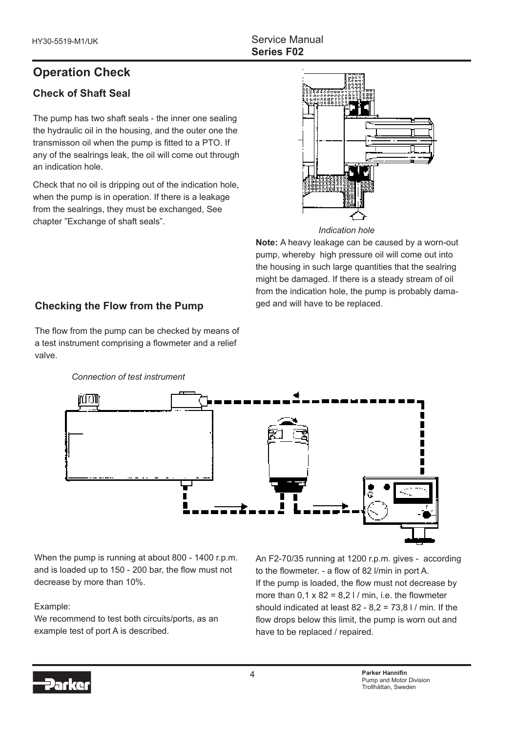# Operation Check

## Check of Shaft Seal

The pump has two shaft seals - the inner one sealing the hydraulic oil in the housing, and the outer one the transmisson oil when the pump is fitted to a PTO. If any of the sealrings leak, the oil will come out through an indication hole.

Check that no oil is dripping out of the indication hole, when the pump is in operation. If there is a leakage from the sealrings, they must be exchanged, See chapter "Exchange of shaft seals".

*Indication hole*

**Note:** A heavy leakage can be caused by a worn-out pump, whereby high pressure oil will come out into the housing in such large quantities that the sealring might be damaged. If there is a steady stream of oil from the indication hole, the pump is probably damaged and will have to be replaced.

## Checking the Flow from the Pump

The flow from the pump can be checked by means of a test instrument comprising a flowmeter and a relief valve.

*Connection of test instrument*

When the pump is running at about 800 - 1400 r.p.m. and is loaded up to 150 - 200 bar, the flow must not decrease by more than 10%.

Example:
We recommend to test both circuits/ports, as an example test of port A is described.

An F2-70/35 running at 1200 r.p.m. gives - according to the flowmeter. - a flow of 82 l/min in port A.
If the pump is loaded, the flow must not decrease by more than 0,1 x 82 = 8,2 l / min, i.e. the flowmeter should indicated at least 82 - 8,2 = 73,8 l / min. If the flow drops below this limit, the pump is worn out and have to be replaced / repaired.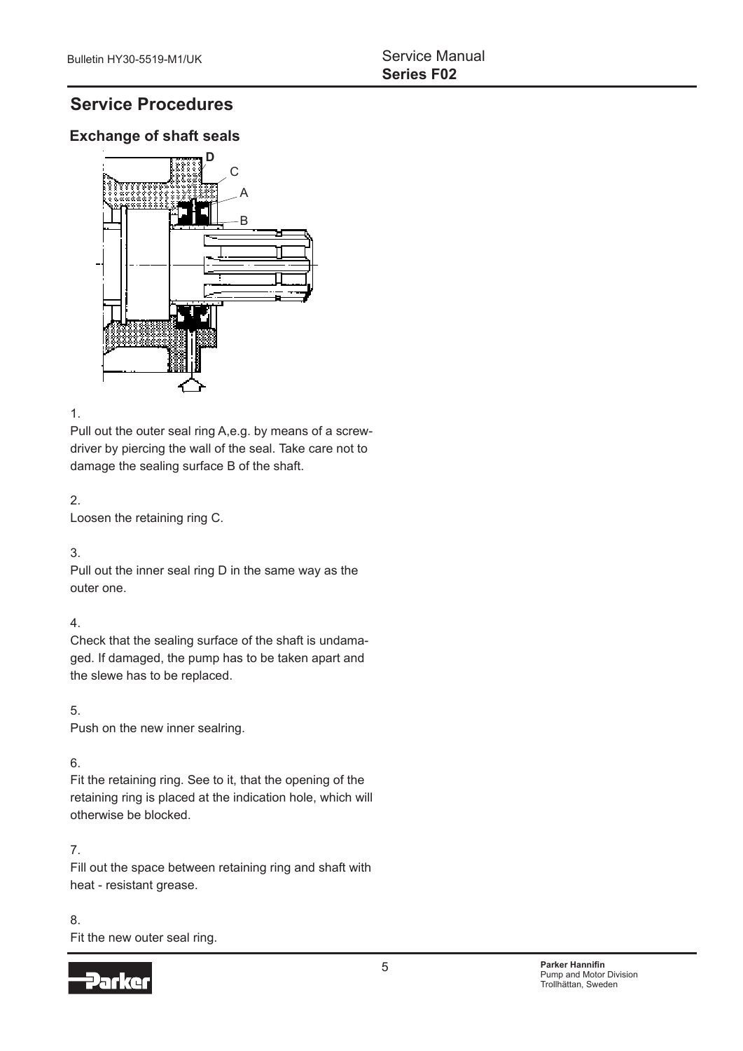# Service Procedures

## Exchange of shaft seals

1.
Pull out the outer seal ring A,e.g. by means of a screw-driver by piercing the wall of the seal. Take care not to damage the sealing surface B of the shaft.

2.
Loosen the retaining ring C.

3.
Pull out the inner seal ring D in the same way as the outer one.

4.
Check that the sealing surface of the shaft is undamaged. If damaged, the pump has to be taken apart and the slewe has to be replaced.

5.
Push on the new inner sealring.

6.
Fit the retaining ring. See to it, that the opening of the retaining ring is placed at the indication hole, which will otherwise be blocked.

7.
Fill out the space between retaining ring and shaft with heat - resistant grease.

8.
Fit the new outer seal ring.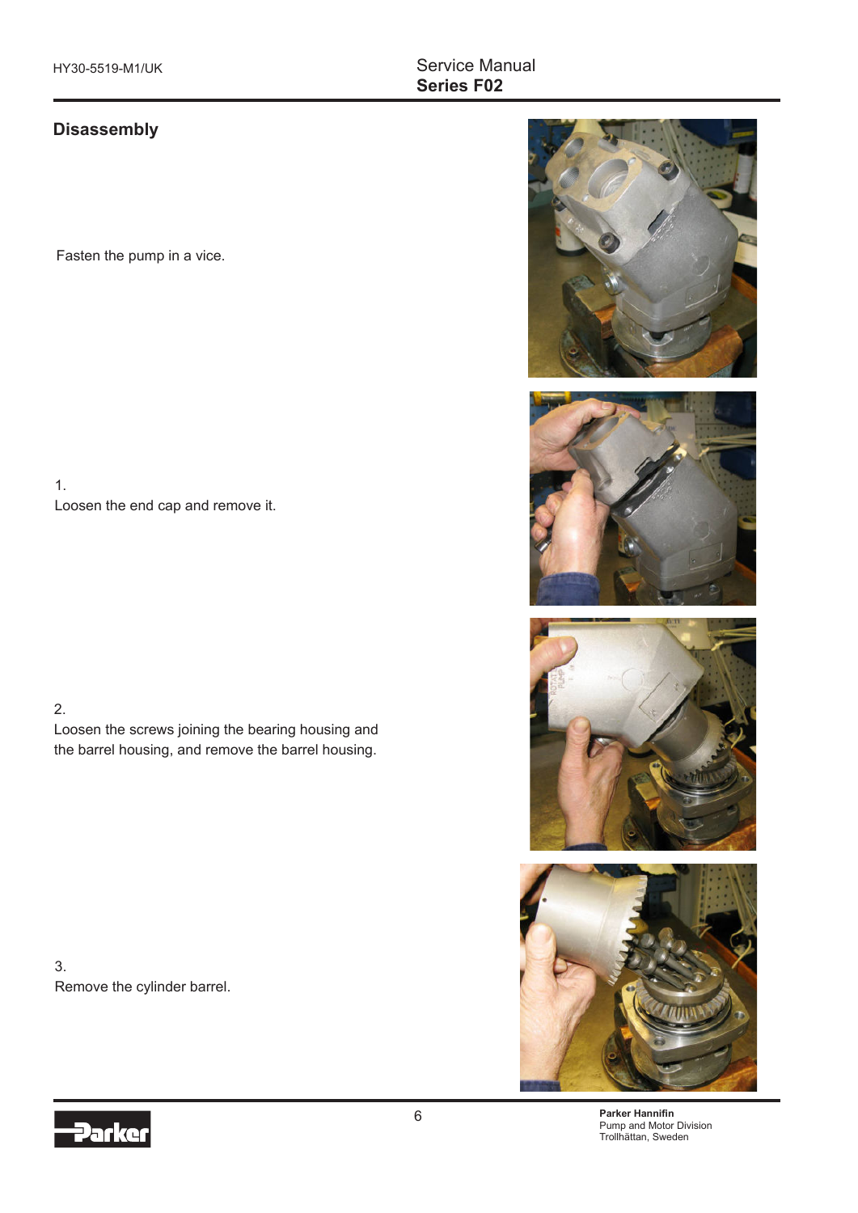## Disassembly

Fasten the pump in a vice.

1.
Loosen the end cap and remove it.

2.
Loosen the screws joining the bearing housing and the barrel housing, and remove the barrel housing.

3.
Remove the cylinder barrel.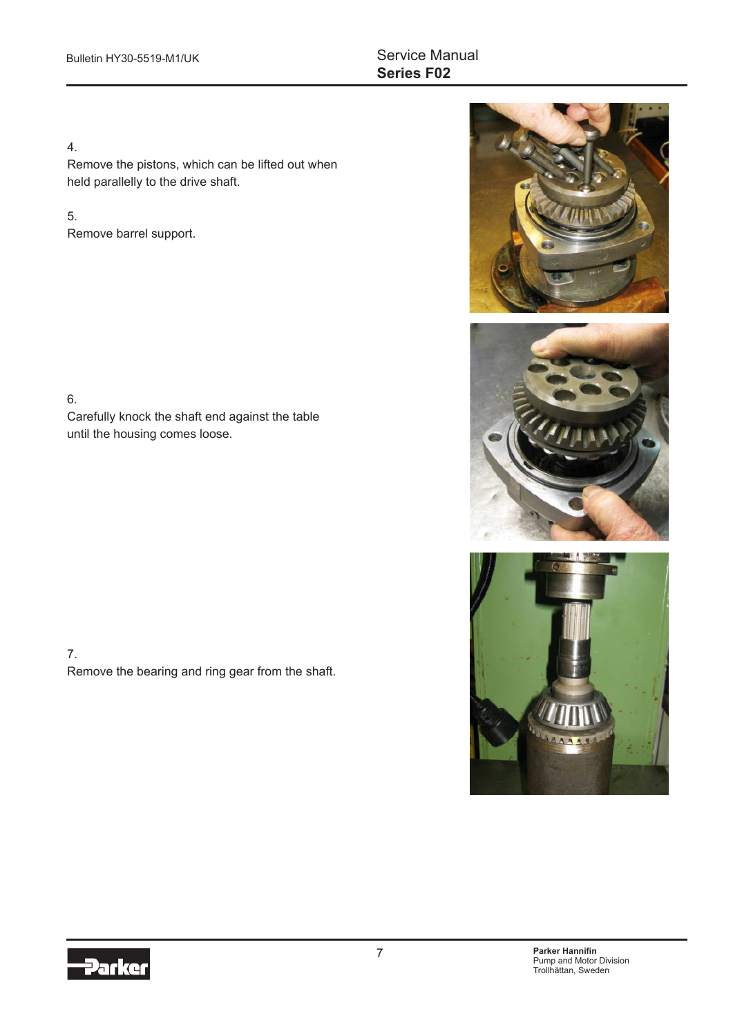4.
Remove the pistons, which can be lifted out when held parallelly to the drive shaft.

5.
Remove barrel support.

6.
Carefully knock the shaft end against the table until the housing comes loose.

7.
Remove the bearing and ring gear from the shaft.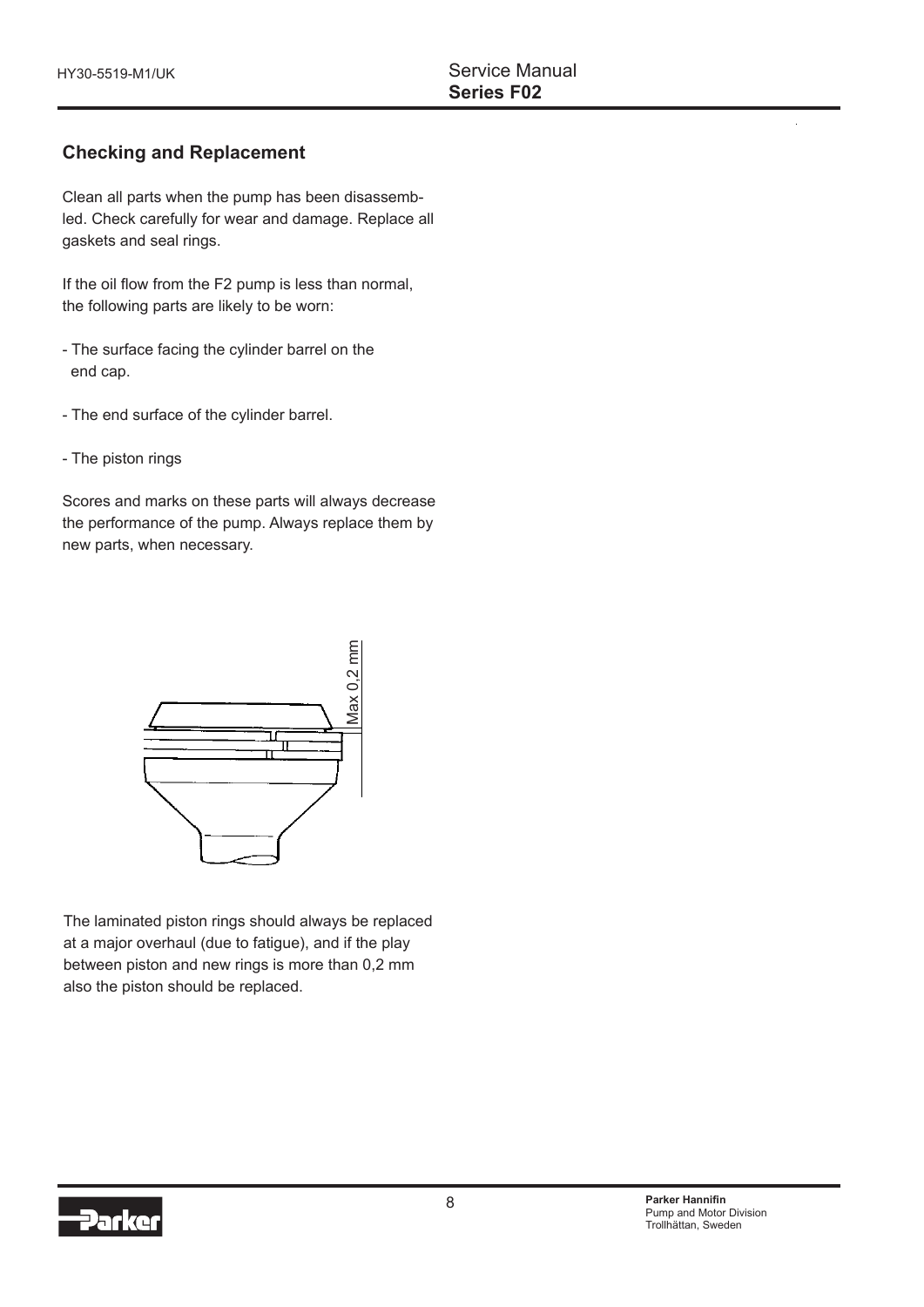## Checking and Replacement

Clean all parts when the pump has been disassembled. Check carefully for wear and damage. Replace all gaskets and seal rings.

If the oil flow from the F2 pump is less than normal, the following parts are likely to be worn:

- The surface facing the cylinder barrel on the end cap.
- The end surface of the cylinder barrel.
- The piston rings

Scores and marks on these parts will always decrease the performance of the pump. Always replace them by new parts, when necessary.

Max 0,2 mm

The laminated piston rings should always be replaced at a major overhaul (due to fatigue), and if the play between piston and new rings is more than 0,2 mm also the piston should be replaced.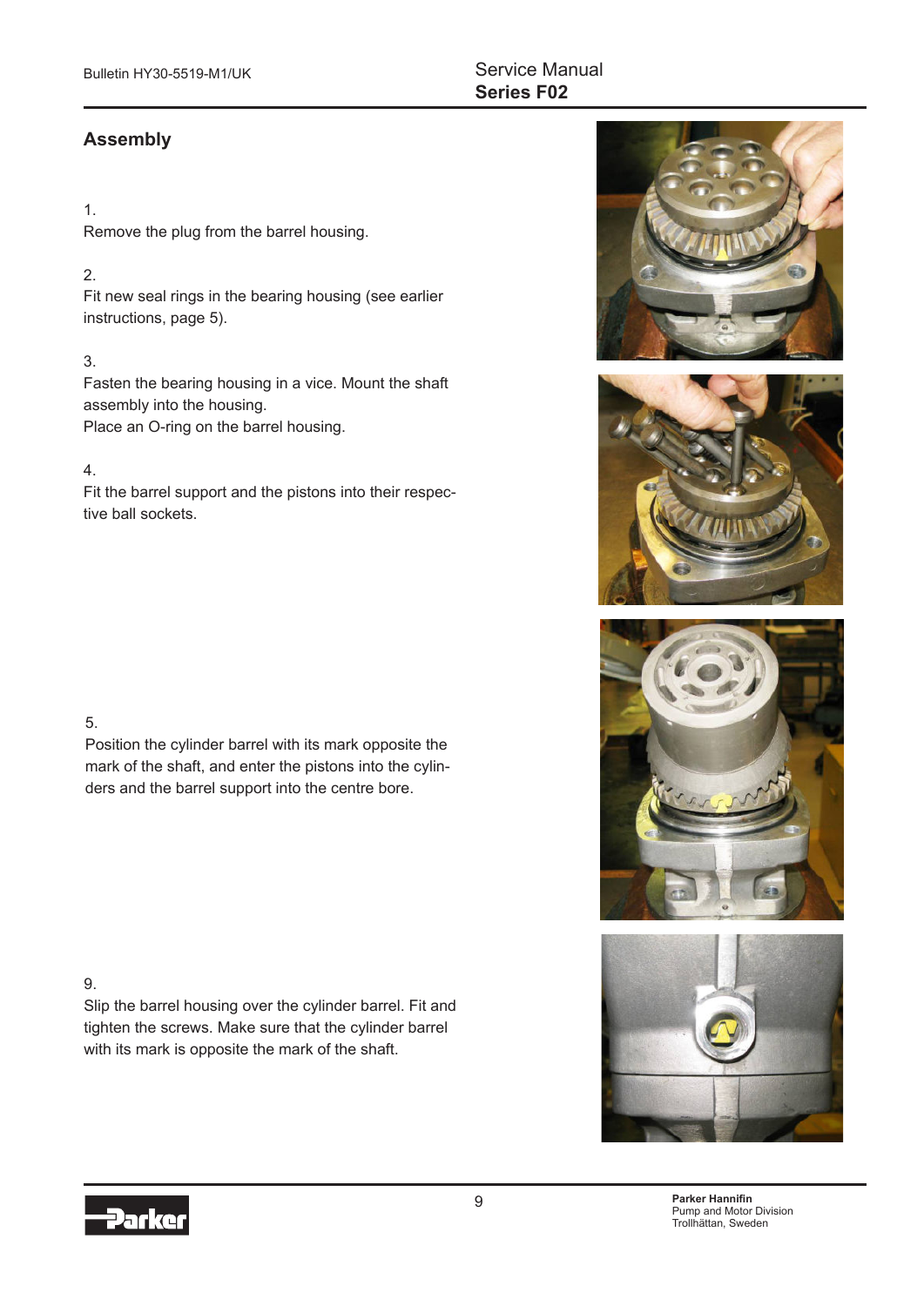## Assembly

1.
Remove the plug from the barrel housing.

2.
Fit new seal rings in the bearing housing (see earlier instructions, page 5).

3.
Fasten the bearing housing in a vice. Mount the shaft assembly into the housing.
Place an O-ring on the barrel housing.

4.
Fit the barrel support and the pistons into their respective ball sockets.

5.
Position the cylinder barrel with its mark opposite the mark of the shaft, and enter the pistons into the cylinders and the barrel support into the centre bore.

9.
Slip the barrel housing over the cylinder barrel. Fit and tighten the screws. Make sure that the cylinder barrel with its mark is opposite the mark of the shaft.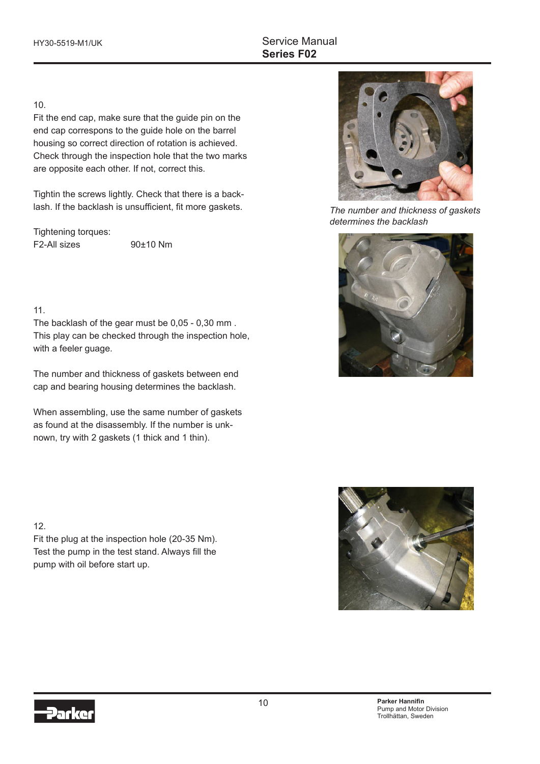10.
Fit the end cap, make sure that the guide pin on the end cap correspons to the guide hole on the barrel housing so correct direction of rotation is achieved. Check through the inspection hole that the two marks are opposite each other. If not, correct this.

Tightin the screws lightly. Check that there is a backlash. If the backlash is unsufficient, fit more gaskets.

Tightening torques:

| | |
|---|---|
| F2-All sizes | 90±10 Nm |

*The number and thickness of gaskets determines the backlash*

11.
The backlash of the gear must be 0,05 - 0,30 mm . This play can be checked through the inspection hole, with a feeler guage.

The number and thickness of gaskets between end cap and bearing housing determines the backlash.

When assembling, use the same number of gaskets as found at the disassembly. If the number is unknown, try with 2 gaskets (1 thick and 1 thin).

12.
Fit the plug at the inspection hole (20-35 Nm). Test the pump in the test stand. Always fill the pump with oil before start up.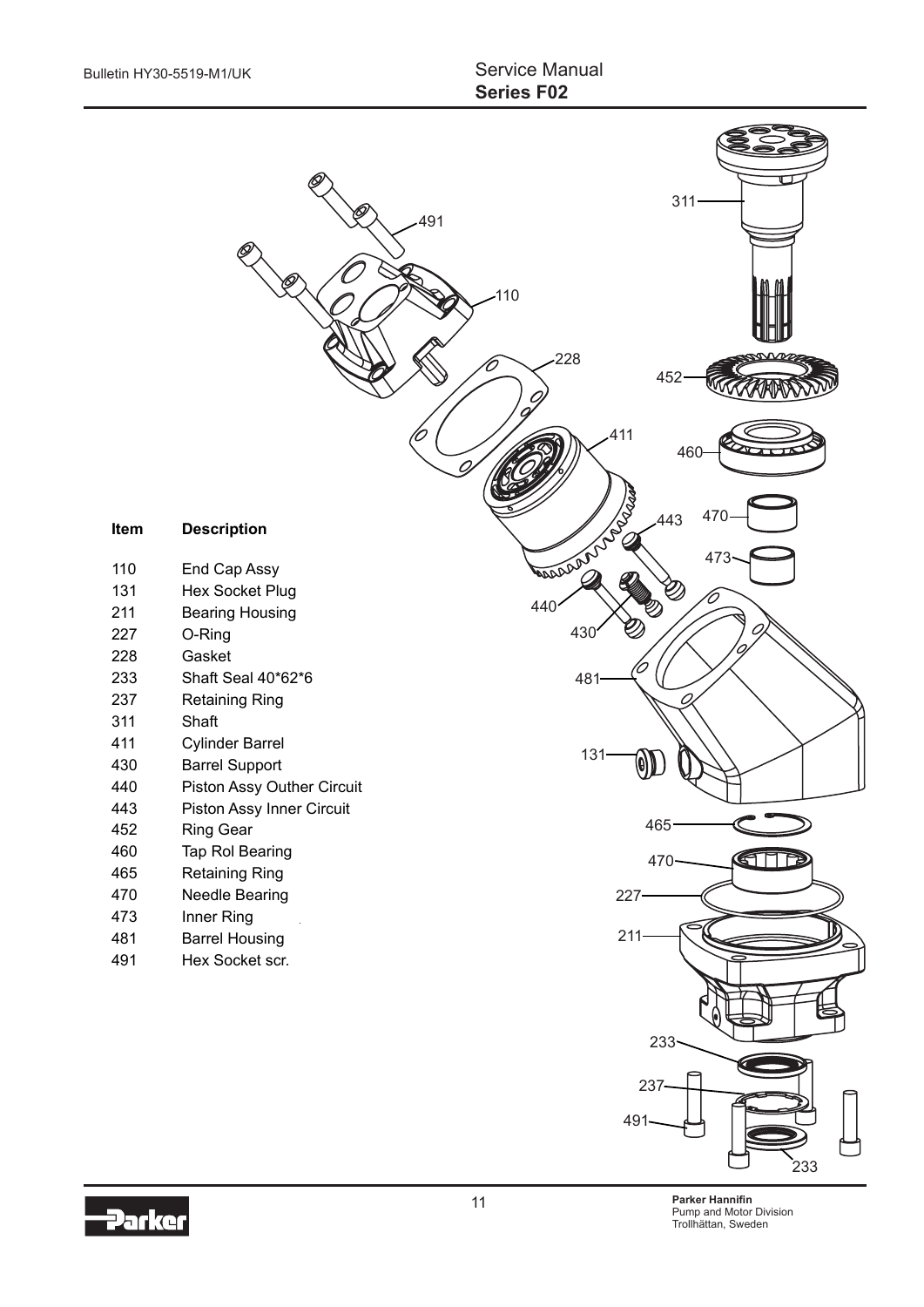| Item | Description |
| --- | --- |
| 110 | End Cap Assy |
| 131 | Hex Socket Plug |
| 211 | Bearing Housing |
| 227 | O-Ring |
| 228 | Gasket |
| 233 | Shaft Seal 40*62*6 |
| 237 | Retaining Ring |
| 311 | Shaft |
| 411 | Cylinder Barrel |
| 430 | Barrel Support |
| 440 | Piston Assy Outher Circuit |
| 443 | Piston Assy Inner Circuit |
| 452 | Ring Gear |
| 460 | Tap Rol Bearing |
| 465 | Retaining Ring |
| 470 | Needle Bearing |
| 473 | Inner Ring |
| 481 | Barrel Housing |
| 491 | Hex Socket scr. |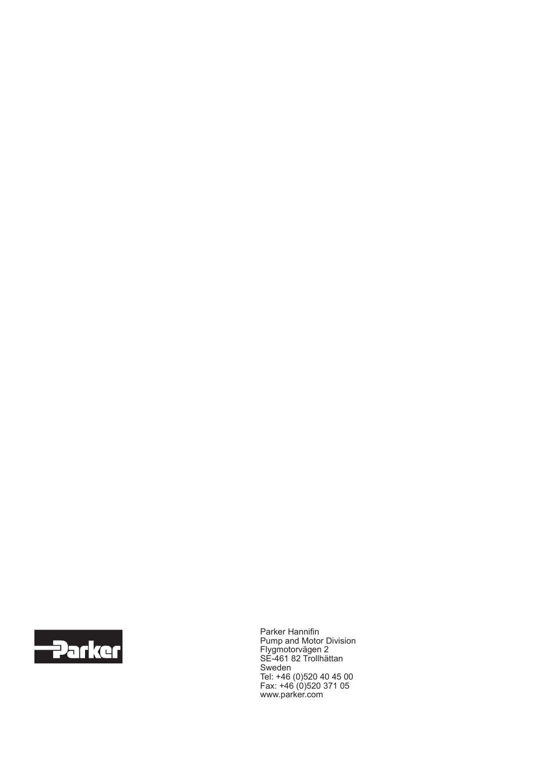Parker Hannifin
Pump and Motor Division
Flygmotorvägen 2
SE-461 82 Trollhättan
Sweden
Tel: +46 (0)520 40 45 00
Fax: +46 (0)520 371 05
www.parker.com